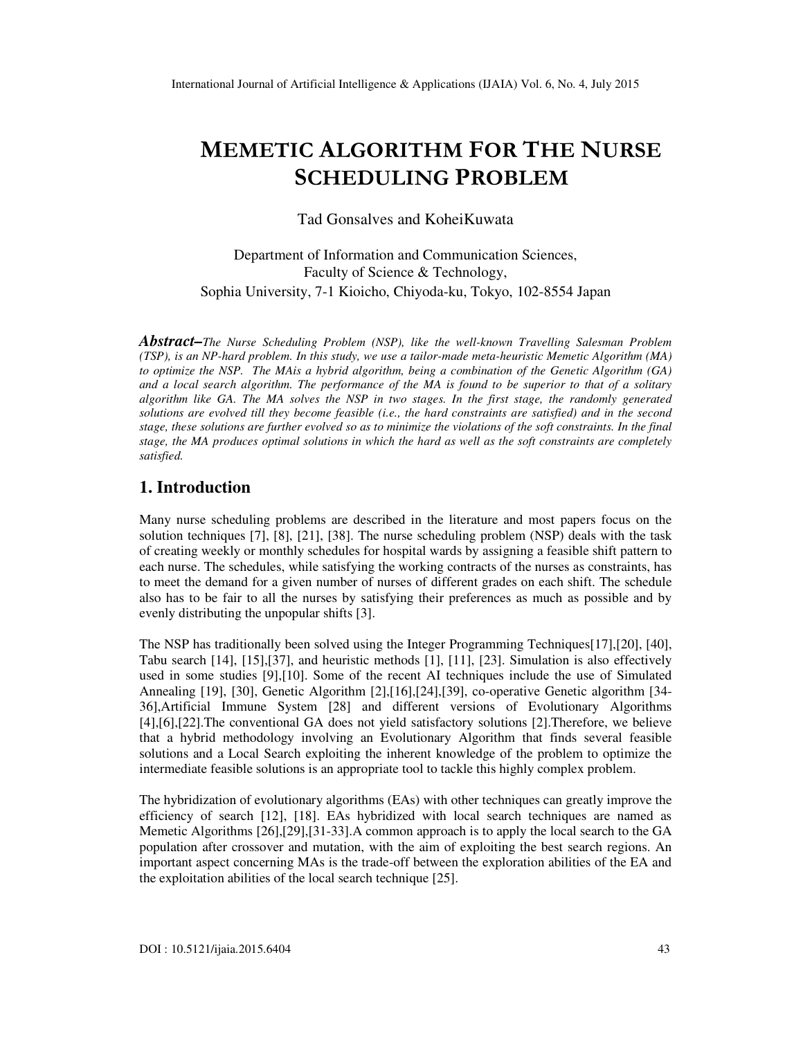# MEMETIC ALGORITHM FOR THE NURSE SCHEDULING PROBLEM

Tad Gonsalves and KoheiKuwata

Department of Information and Communication Sciences,
Faculty of Science & Technology,
Sophia University, 7-1 Kioicho, Chiyoda-ku, Tokyo, 102-8554 Japan

***Abstract–****The Nurse Scheduling Problem (NSP), like the well-known Travelling Salesman Problem (TSP), is an NP-hard problem. In this study, we use a tailor-made meta-heuristic Memetic Algorithm (MA) to optimize the NSP. The MAis a hybrid algorithm, being a combination of the Genetic Algorithm (GA) and a local search algorithm. The performance of the MA is found to be superior to that of a solitary algorithm like GA. The MA solves the NSP in two stages. In the first stage, the randomly generated solutions are evolved till they become feasible (i.e., the hard constraints are satisfied) and in the second stage, these solutions are further evolved so as to minimize the violations of the soft constraints. In the final stage, the MA produces optimal solutions in which the hard as well as the soft constraints are completely satisfied.*

## 1. Introduction

Many nurse scheduling problems are described in the literature and most papers focus on the solution techniques [7], [8], [21], [38]. The nurse scheduling problem (NSP) deals with the task of creating weekly or monthly schedules for hospital wards by assigning a feasible shift pattern to each nurse. The schedules, while satisfying the working contracts of the nurses as constraints, has to meet the demand for a given number of nurses of different grades on each shift. The schedule also has to be fair to all the nurses by satisfying their preferences as much as possible and by evenly distributing the unpopular shifts [3].

The NSP has traditionally been solved using the Integer Programming Techniques[17],[20], [40], Tabu search [14], [15],[37], and heuristic methods [1], [11], [23]. Simulation is also effectively used in some studies [9],[10]. Some of the recent AI techniques include the use of Simulated Annealing [19], [30], Genetic Algorithm [2],[16],[24],[39], co-operative Genetic algorithm [34-36],Artificial Immune System [28] and different versions of Evolutionary Algorithms [4],[6],[22].The conventional GA does not yield satisfactory solutions [2].Therefore, we believe that a hybrid methodology involving an Evolutionary Algorithm that finds several feasible solutions and a Local Search exploiting the inherent knowledge of the problem to optimize the intermediate feasible solutions is an appropriate tool to tackle this highly complex problem.

The hybridization of evolutionary algorithms (EAs) with other techniques can greatly improve the efficiency of search [12], [18]. EAs hybridized with local search techniques are named as Memetic Algorithms [26],[29],[31-33].A common approach is to apply the local search to the GA population after crossover and mutation, with the aim of exploiting the best search regions. An important aspect concerning MAs is the trade-off between the exploration abilities of the EA and the exploitation abilities of the local search technique [25].

DOI : 10.5121/ijaia.2015.6404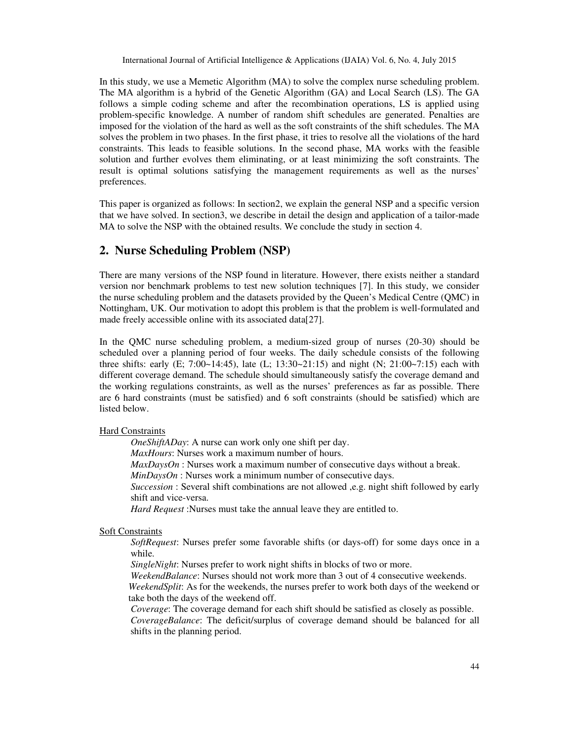In this study, we use a Memetic Algorithm (MA) to solve the complex nurse scheduling problem. The MA algorithm is a hybrid of the Genetic Algorithm (GA) and Local Search (LS). The GA follows a simple coding scheme and after the recombination operations, LS is applied using problem-specific knowledge. A number of random shift schedules are generated. Penalties are imposed for the violation of the hard as well as the soft constraints of the shift schedules. The MA solves the problem in two phases. In the first phase, it tries to resolve all the violations of the hard constraints. This leads to feasible solutions. In the second phase, MA works with the feasible solution and further evolves them eliminating, or at least minimizing the soft constraints. The result is optimal solutions satisfying the management requirements as well as the nurses' preferences.

This paper is organized as follows: In section2, we explain the general NSP and a specific version that we have solved. In section3, we describe in detail the design and application of a tailor-made MA to solve the NSP with the obtained results. We conclude the study in section 4.

## 2. Nurse Scheduling Problem (NSP)

There are many versions of the NSP found in literature. However, there exists neither a standard version nor benchmark problems to test new solution techniques [7]. In this study, we consider the nurse scheduling problem and the datasets provided by the Queen's Medical Centre (QMC) in Nottingham, UK. Our motivation to adopt this problem is that the problem is well-formulated and made freely accessible online with its associated data[27].

In the QMC nurse scheduling problem, a medium-sized group of nurses (20-30) should be scheduled over a planning period of four weeks. The daily schedule consists of the following three shifts: early (E; 7:00~14:45), late (L; 13:30~21:15) and night (N; 21:00~7:15) each with different coverage demand. The schedule should simultaneously satisfy the coverage demand and the working regulations constraints, as well as the nurses' preferences as far as possible. There are 6 hard constraints (must be satisfied) and 6 soft constraints (should be satisfied) which are listed below.

Hard Constraints

- *OneShiftADay*: A nurse can work only one shift per day.
- *MaxHours*: Nurses work a maximum number of hours.
- *MaxDaysOn* : Nurses work a maximum number of consecutive days without a break.
- *MinDaysOn* : Nurses work a minimum number of consecutive days.
- *Succession* : Several shift combinations are not allowed ,e.g. night shift followed by early shift and vice-versa.
- *Hard Request* :Nurses must take the annual leave they are entitled to.

Soft Constraints

- *SoftRequest*: Nurses prefer some favorable shifts (or days-off) for some days once in a while.
- *SingleNight*: Nurses prefer to work night shifts in blocks of two or more.
- *WeekendBalance*: Nurses should not work more than 3 out of 4 consecutive weekends.
- *WeekendSplit*: As for the weekends, the nurses prefer to work both days of the weekend or take both the days of the weekend off.
- *Coverage*: The coverage demand for each shift should be satisfied as closely as possible.
- *CoverageBalance*: The deficit/surplus of coverage demand should be balanced for all shifts in the planning period.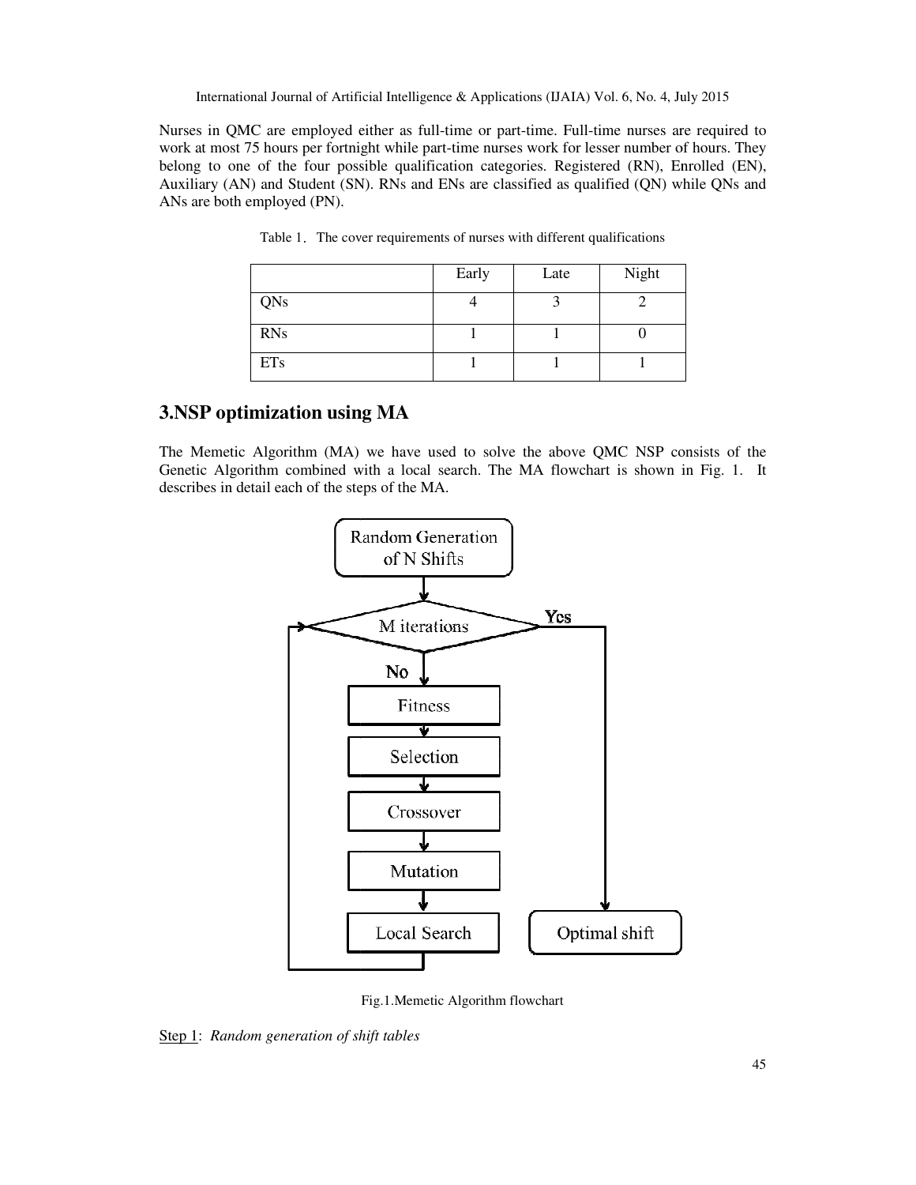Nurses in QMC are employed either as full-time or part-time. Full-time nurses are required to work at most 75 hours per fortnight while part-time nurses work for lesser number of hours. They belong to one of the four possible qualification categories. Registered (RN), Enrolled (EN), Auxiliary (AN) and Student (SN). RNs and ENs are classified as qualified (QN) while QNs and ANs are both employed (PN).

Table 1. The cover requirements of nurses with different qualifications

| | Early | Late | Night |
|---|---|---|---|
| QNs | 4 | 3 | 2 |
| RNs | 1 | 1 | 0 |
| ETs | 1 | 1 | 1 |

## 3.NSP optimization using MA

The Memetic Algorithm (MA) we have used to solve the above QMC NSP consists of the Genetic Algorithm combined with a local search. The MA flowchart is shown in Fig. 1. It describes in detail each of the steps of the MA.

Fig.1.Memetic Algorithm flowchart

Step 1: *Random generation of shift tables*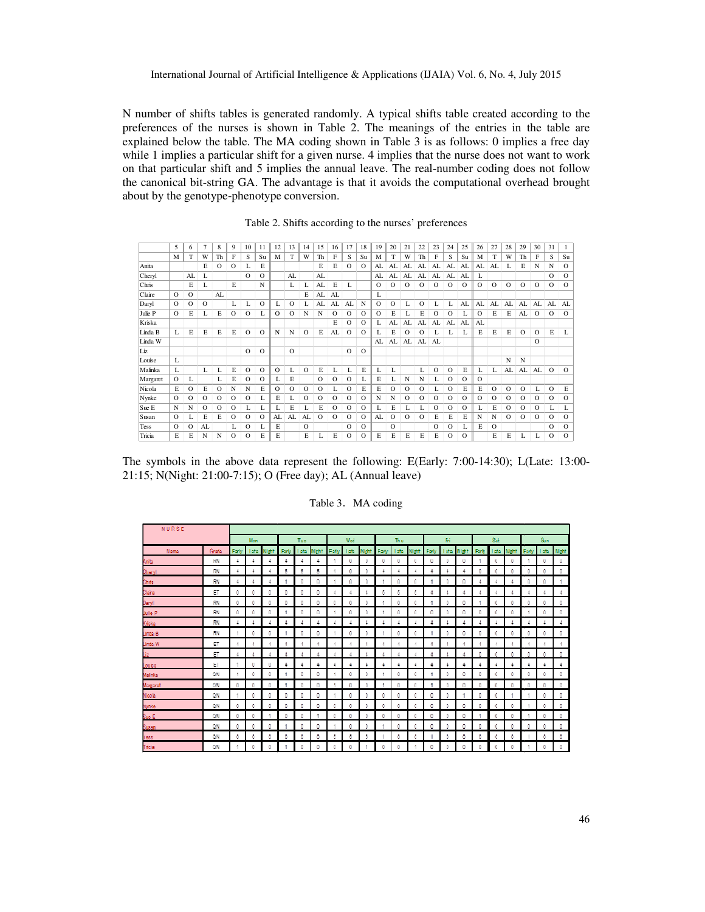N number of shifts tables is generated randomly. A typical shifts table created according to the preferences of the nurses is shown in Table 2. The meanings of the entries in the table are explained below the table. The MA coding shown in Table 3 is as follows: 0 implies a free day while 1 implies a particular shift for a given nurse. 4 implies that the nurse does not want to work on that particular shift and 5 implies the annual leave. The real-number coding does not follow the canonical bit-string GA. The advantage is that it avoids the computational overhead brought about by the genotype-phenotype conversion.

Table 2. Shifts according to the nurses' preferences

| | 5 | 6 | 7 | 8 | 9 | 10 | 11 | 12 | 13 | 14 | 15 | 16 | 17 | 18 | 19 | 20 | 21 | 22 | 23 | 24 | 25 | 26 | 27 | 28 | 29 | 30 | 31 | 1 |
|---|---|---|---|---|---|---|---|---|---|---|---|---|---|---|---|---|---|---|---|---|---|---|---|---|---|---|---|---|
| | M | T | W | Th | F | S | Su | M | T | W | Th | F | S | Su | M | T | W | Th | F | S | Su | M | T | W | Th | F | S | Su |
| Anita | | | E | O | O | L | E | | | | E | E | O | O | AL | AL | AL | AL | AL | AL | AL | AL | AL | L | E | N | N | O |
| Cheryl | | AL | L | | | O | O | | AL | | AL | | | | AL | AL | AL | AL | AL | AL | AL | L | | | | | O | O |
| Chris | | E | L | | E | | N | | L | L | AL | E | L | | O | O | O | O | O | O | O | O | O | O | O | O | O | O |
| Claire | O | O | | AL | | | | | | E | AL | AL | | | L | | | | | | | | | | | | | |
| Daryl | O | O | O | | L | L | O | L | O | L | AL | AL | AL | N | O | O | L | O | L | L | AL | AL | AL | AL | AL | AL | AL | AL |
| Julie P | O | E | L | E | O | O | L | O | O | N | N | O | O | O | O | E | L | E | O | O | L | O | E | E | AL | O | O | O |
| Kriska | | | | | | | | | | | | E | O | O | L | AL | AL | AL | AL | AL | AL | AL | | | | | | |
| Linda B | L | E | E | E | E | O | O | N | N | O | E | AL | O | O | L | E | O | O | L | L | L | E | E | E | O | O | E | L |
| Linda W | | | | | | | | | | | | | | | AL | AL | AL | AL | AL | | | | | | | O | | |
| Liz | | | | | | O | O | | O | | | | O | O | | | | | | | | | | | | | | |
| Louise | L | | | | | | | | | | | | | | | | | | | | | | | N | N | | | |
| Malinka | L | | L | L | E | O | O | O | L | O | E | L | L | E | L | L | | L | O | O | E | L | L | AL | AL | AL | O | O |
| Margaret | O | L | | L | E | O | O | L | E | | O | O | O | L | E | L | N | N | L | O | O | O | | | | | | |
| Nicola | E | O | E | O | N | N | E | O | O | O | O | L | O | E | E | O | O | O | L | O | E | E | O | O | O | L | O | E |
| Nynke | O | O | O | O | O | O | L | E | L | O | O | O | O | O | N | N | O | O | O | O | O | O | O | O | O | O | O | O |
| Sue E | N | N | O | O | O | L | L | L | E | L | E | O | O | O | L | E | L | L | O | O | O | L | E | O | O | O | L | L |
| Susan | O | L | E | E | O | O | O | AL | AL | AL | O | O | O | O | AL | O | O | O | E | E | E | N | N | O | O | O | O | O |
| Tess | O | O | AL | | L | O | L | E | | O | | | O | O | | O | | | O | O | L | E | O | | | | O | O |
| Tricia | E | E | N | N | O | O | E | E | | E | L | E | O | O | E | E | E | E | E | O | O | | E | E | L | L | O | O |

The symbols in the above data represent the following: E(Early: 7:00-14:30); L(Late: 13:00-21:15; N(Night: 21:00-7:15); O (Free day); AL (Annual leave)

Table 3. MA coding

| NURSE | | Mon | | | Tue | | | Wed | | | Thu | | | Fri | | | Sat | | | Sun | | |
|---|---|---|---|---|---|---|---|---|---|---|---|---|---|---|---|---|---|---|---|---|---|---|
| Name | Grade | Early | Late | Night | Early | Late | Night | Early | Late | Night | Early | Late | Night | Early | Late | Night | Early | Late | Night | Early | Late | Night |
| Anita | RN | 4 | 4 | 4 | 4 | 4 | 4 | 1 | 0 | 0 | 0 | 0 | 0 | 0 | 0 | 0 | 1 | 0 | 0 | 1 | 0 | 0 |
| Cheryl | RN | 4 | 4 | 4 | 5 | 5 | 5 | 1 | 0 | 0 | 4 | 4 | 4 | 4 | 4 | 4 | 0 | 0 | 0 | 0 | 0 | 0 |
| Chris | RN | 4 | 4 | 4 | 1 | 0 | 0 | 1 | 0 | 0 | 1 | 0 | 0 | 1 | 0 | 0 | 4 | 4 | 4 | 0 | 0 | 1 |
| Claire | ET | 0 | 0 | 0 | 0 | 0 | 0 | 4 | 4 | 4 | 5 | 5 | 5 | 4 | 4 | 4 | 4 | 4 | 4 | 4 | 4 | 4 |
| Daryl | RN | 0 | 0 | 0 | 0 | 0 | 0 | 0 | 0 | 0 | 1 | 0 | 0 | 1 | 0 | 0 | 1 | 0 | 0 | 0 | 0 | 0 |
| Julie P | RN | 0 | 0 | 0 | 1 | 0 | 0 | 1 | 0 | 0 | 1 | 0 | 0 | 0 | 0 | 0 | 0 | 0 | 0 | 1 | 0 | 0 |
| Kriska | RN | 4 | 4 | 4 | 4 | 4 | 4 | 4 | 4 | 4 | 4 | 4 | 4 | 4 | 4 | 4 | 4 | 4 | 4 | 4 | 4 | 4 |
| Linda B | RN | 1 | 0 | 0 | 1 | 0 | 0 | 1 | 0 | 0 | 1 | 0 | 0 | 1 | 0 | 0 | 0 | 0 | 0 | 0 | 0 | 0 |
| Linda W | ET | 4 | 4 | 4 | 4 | 4 | 4 | 4 | 4 | 4 | 4 | 4 | 4 | 4 | 4 | 4 | 4 | 4 | 4 | 4 | 4 | 4 |
| Liz | ET | 4 | 4 | 4 | 4 | 4 | 4 | 4 | 4 | 4 | 4 | 4 | 4 | 4 | 4 | 4 | 0 | 0 | 0 | 0 | 0 | 0 |
| Louise | ET | 1 | 0 | 0 | 4 | 4 | 4 | 4 | 4 | 4 | 4 | 4 | 4 | 4 | 4 | 4 | 4 | 4 | 4 | 4 | 4 | 4 |
| Malinka | QN | 1 | 0 | 0 | 1 | 0 | 0 | 1 | 0 | 0 | 1 | 0 | 0 | 1 | 0 | 0 | 0 | 0 | 0 | 0 | 0 | 0 |
| Margaret | QN | 0 | 0 | 0 | 1 | 0 | 0 | 1 | 0 | 0 | 1 | 0 | 0 | 1 | 0 | 0 | 0 | 0 | 0 | 0 | 0 | 0 |
| Nicola | QN | 1 | 0 | 0 | 0 | 0 | 0 | 1 | 0 | 0 | 0 | 0 | 0 | 0 | 0 | 1 | 0 | 0 | 1 | 1 | 0 | 0 |
| Nynke | QN | 0 | 0 | 0 | 0 | 0 | 0 | 0 | 0 | 0 | 0 | 0 | 0 | 0 | 0 | 0 | 0 | 0 | 0 | 1 | 0 | 0 |
| Sue E | QN | 0 | 0 | 1 | 0 | 0 | 1 | 0 | 0 | 0 | 0 | 0 | 0 | 0 | 0 | 0 | 1 | 0 | 0 | 1 | 0 | 0 |
| Susan | QN | 0 | 0 | 0 | 1 | 0 | 0 | 1 | 0 | 0 | 1 | 0 | 0 | 0 | 0 | 0 | 0 | 0 | 0 | 0 | 0 | 0 |
| Tess | QN | 0 | 0 | 0 | 0 | 0 | 0 | 5 | 5 | 5 | 1 | 0 | 0 | 1 | 0 | 0 | 0 | 0 | 0 | 1 | 0 | 0 |
| Tricia | QN | 1 | 0 | 0 | 1 | 0 | 0 | 0 | 0 | 1 | 0 | 0 | 1 | 0 | 0 | 0 | 0 | 0 | 0 | 1 | 0 | 0 |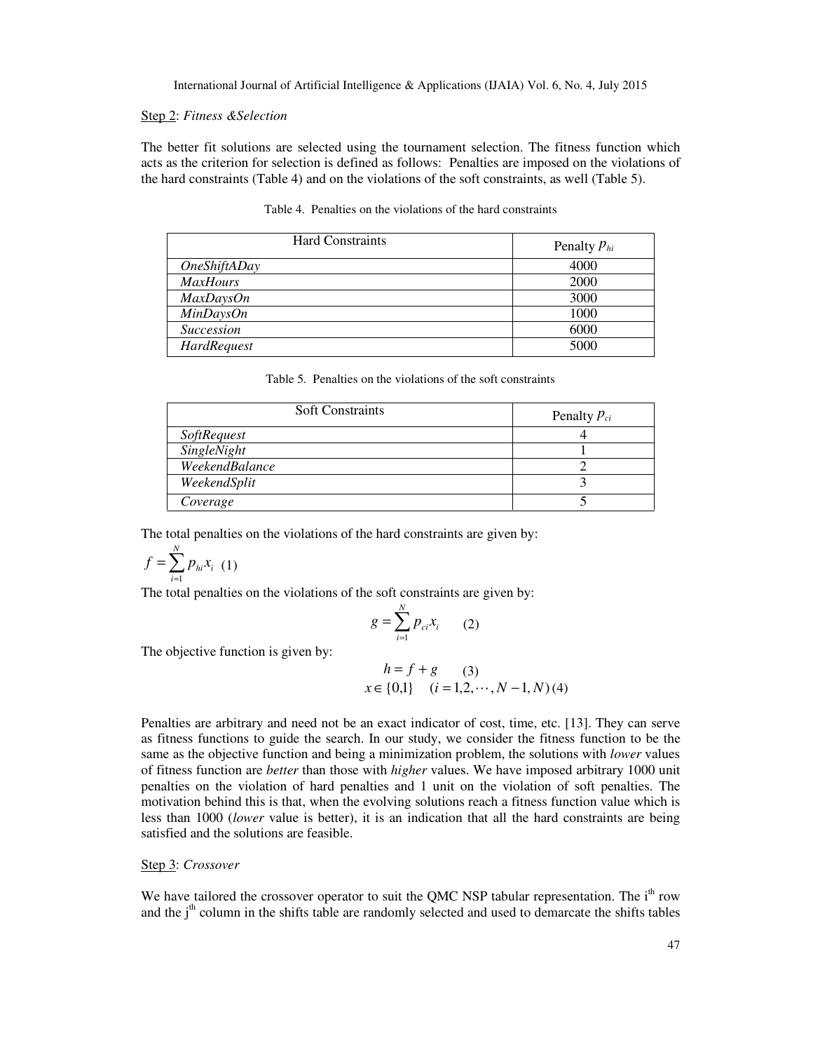Step 2: *Fitness &Selection*

The better fit solutions are selected using the tournament selection. The fitness function which acts as the criterion for selection is defined as follows: Penalties are imposed on the violations of the hard constraints (Table 4) and on the violations of the soft constraints, as well (Table 5).

Table 4. Penalties on the violations of the hard constraints

| Hard Constraints | Penalty $p_{hi}$ |
|---|---|
| *OneShiftADay* | 4000 |
| *MaxHours* | 2000 |
| *MaxDaysOn* | 3000 |
| *MinDaysOn* | 1000 |
| *Succession* | 6000 |
| *HardRequest* | 5000 |

Table 5. Penalties on the violations of the soft constraints

| Soft Constraints | Penalty $p_{ci}$ |
|---|---|
| *SoftRequest* | 4 |
| *SingleNight* | 1 |
| *WeekendBalance* | 2 |
| *WeekendSplit* | 3 |
| *Coverage* | 5 |

The total penalties on the violations of the hard constraints are given by:

$$f = \sum_{i=1}^{N} p_{hi} x_i \quad (1)$$

The total penalties on the violations of the soft constraints are given by:

$$g = \sum_{i=1}^{N} p_{ci} x_i \quad (2)$$

The objective function is given by:

$$h = f + g \quad (3)$$

$$x \in \{0,1\} \quad (i = 1, 2, \cdots, N-1, N) \quad (4)$$

Penalties are arbitrary and need not be an exact indicator of cost, time, etc. [13]. They can serve as fitness functions to guide the search. In our study, we consider the fitness function to be the same as the objective function and being a minimization problem, the solutions with *lower* values of fitness function are *better* than those with *higher* values. We have imposed arbitrary 1000 unit penalties on the violation of hard penalties and 1 unit on the violation of soft penalties. The motivation behind this is that, when the evolving solutions reach a fitness function value which is less than 1000 (*lower* value is better), it is an indication that all the hard constraints are being satisfied and the solutions are feasible.

Step 3: *Crossover*

We have tailored the crossover operator to suit the QMC NSP tabular representation. The i[th] row and the j[th] column in the shifts table are randomly selected and used to demarcate the shifts tables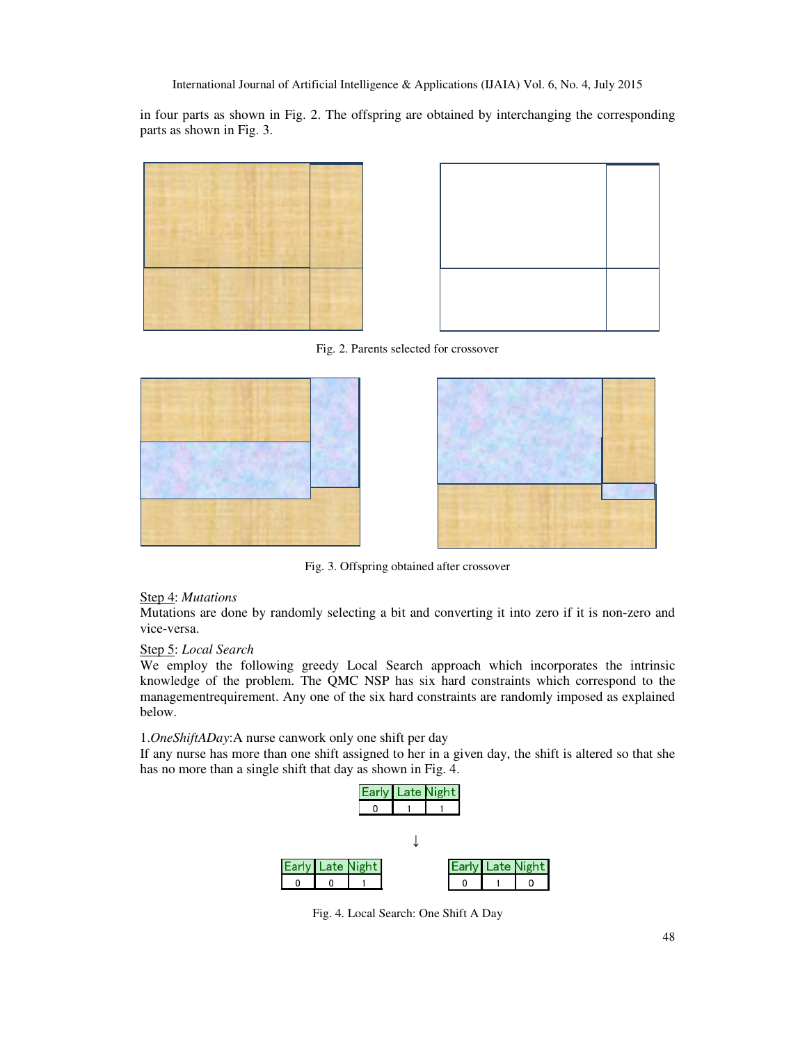in four parts as shown in Fig. 2. The offspring are obtained by interchanging the corresponding parts as shown in Fig. 3.

Fig. 2. Parents selected for crossover

Fig. 3. Offspring obtained after crossover

Step 4: *Mutations*

Mutations are done by randomly selecting a bit and converting it into zero if it is non-zero and vice-versa.

Step 5: *Local Search*

We employ the following greedy Local Search approach which incorporates the intrinsic knowledge of the problem. The QMC NSP has six hard constraints which correspond to the managementrequirement. Any one of the six hard constraints are randomly imposed as explained below.

1.*OneShiftADay*:A nurse canwork only one shift per day

If any nurse has more than one shift assigned to her in a given day, the shift is altered so that she has no more than a single shift that day as shown in Fig. 4.

| Early | Late | Night |
|---|---|---|
| 0 | 1 | 1 |

↓

| Early | Late | Night |
|---|---|---|
| 0 | 0 | 1 |

| Early | Late | Night |
|---|---|---|
| 0 | 1 | 0 |

Fig. 4. Local Search: One Shift A Day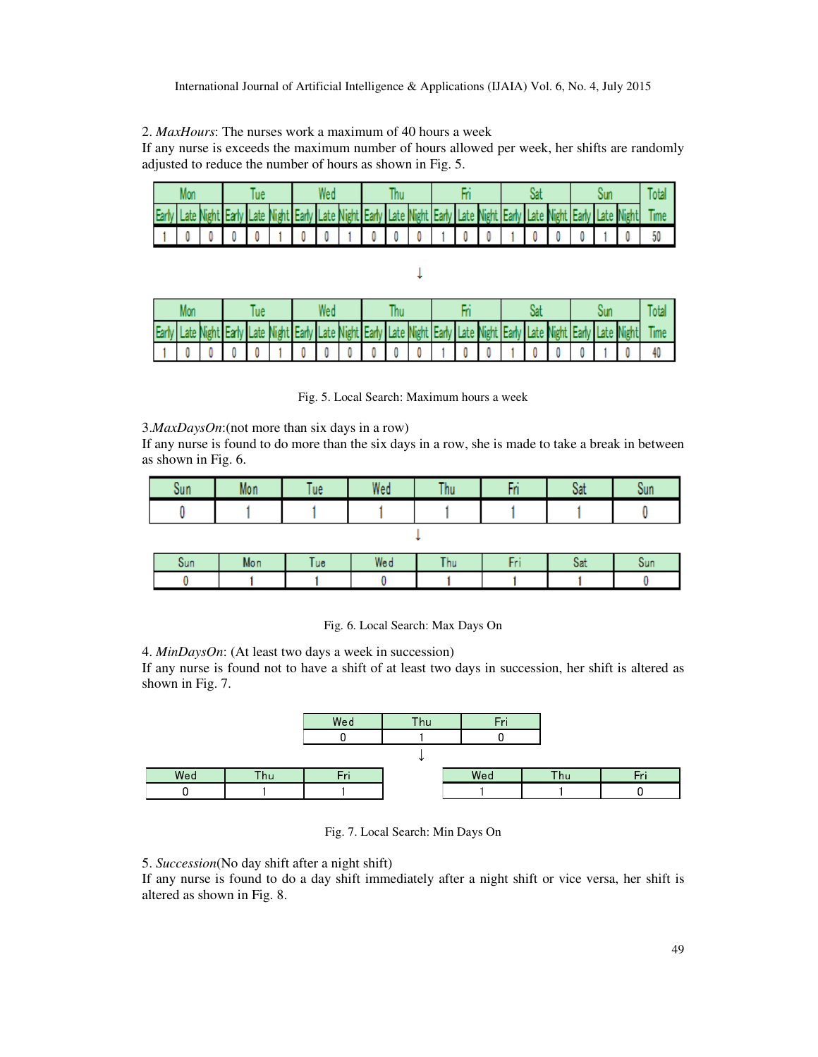2. *MaxHours*: The nurses work a maximum of 40 hours a week
If any nurse is exceeds the maximum number of hours allowed per week, her shifts are randomly adjusted to reduce the number of hours as shown in Fig. 5.

| Mon | | | Tue | | | Wed | | | Thu | | | Fri | | | Sat | | | Sun | | | Total |
|---|---|---|---|---|---|---|---|---|---|---|---|---|---|---|---|---|---|---|---|---|---|
| Early | Late | Night | Early | Late | Night | Early | Late | Night | Early | Late | Night | Early | Late | Night | Early | Late | Night | Early | Late | Night | Time |
| 1 | 0 | 0 | 0 | 0 | 1 | 0 | 0 | 1 | 0 | 0 | 0 | 1 | 0 | 0 | 1 | 0 | 0 | 0 | 1 | 0 | 50 |

↓

| Mon | | | Tue | | | Wed | | | Thu | | | Fri | | | Sat | | | Sun | | | Total |
|---|---|---|---|---|---|---|---|---|---|---|---|---|---|---|---|---|---|---|---|---|---|
| Early | Late | Night | Early | Late | Night | Early | Late | Night | Early | Late | Night | Early | Late | Night | Early | Late | Night | Early | Late | Night | Time |
| 1 | 0 | 0 | 0 | 0 | 1 | 0 | 0 | 0 | 0 | 0 | 0 | 1 | 0 | 0 | 1 | 0 | 0 | 0 | 1 | 0 | 40 |

Fig. 5. Local Search: Maximum hours a week

3.*MaxDaysOn*:(not more than six days in a row)
If any nurse is found to do more than the six days in a row, she is made to take a break in between as shown in Fig. 6.

| Sun | Mon | Tue | Wed | Thu | Fri | Sat | Sun |
|---|---|---|---|---|---|---|---|
| 0 | 1 | 1 | 1 | 1 | 1 | 1 | 0 |

↓

| Sun | Mon | Tue | Wed | Thu | Fri | Sat | Sun |
|---|---|---|---|---|---|---|---|
| 0 | 1 | 1 | 0 | 1 | 1 | 1 | 0 |

Fig. 6. Local Search: Max Days On

4. *MinDaysOn*: (At least two days a week in succession)
If any nurse is found not to have a shift of at least two days in succession, her shift is altered as shown in Fig. 7.

| Wed | Thu | Fri |
|---|---|---|
| 0 | 1 | 0 |

↓

| Wed | Thu | Fri |
|---|---|---|
| 0 | 1 | 1 |

| Wed | Thu | Fri |
|---|---|---|
| 1 | 1 | 0 |

Fig. 7. Local Search: Min Days On

5. *Succession*(No day shift after a night shift)
If any nurse is found to do a day shift immediately after a night shift or vice versa, her shift is altered as shown in Fig. 8.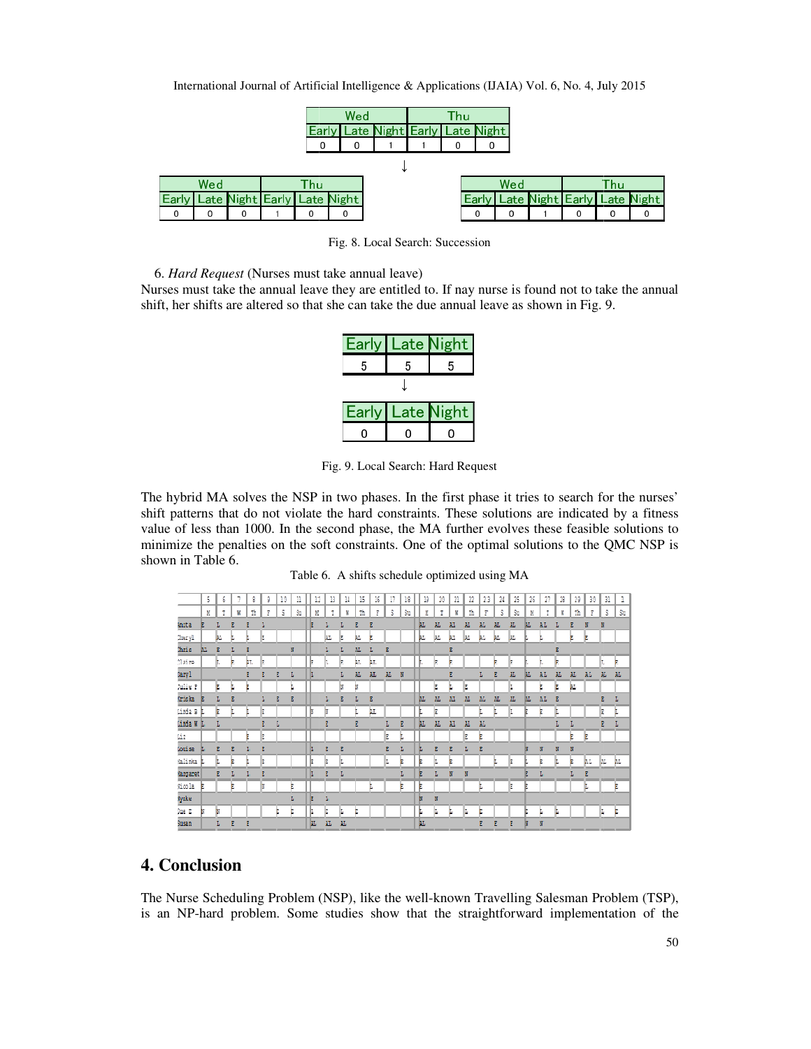| Wed | | | Thu | | |
|---|---|---|---|---|---|
| Early | Late | Night | Early | Late | Night |
| 0 | 0 | 1 | 1 | 0 | 0 |

↓

| Wed | | | Thu | | |
|---|---|---|---|---|---|
| Early | Late | Night | Early | Late | Night |
| 0 | 0 | 0 | 1 | 0 | 0 |

| Wed | | | Thu | | |
|---|---|---|---|---|---|
| Early | Late | Night | Early | Late | Night |
| 0 | 0 | 1 | 0 | 0 | 0 |

Fig. 8. Local Search: Succession

6. *Hard Request* (Nurses must take annual leave)

Nurses must take the annual leave they are entitled to. If nay nurse is found not to take the annual shift, her shifts are altered so that she can take the due annual leave as shown in Fig. 9.

| Early | Late | Night |
|---|---|---|
| 5 | 5 | 5 |

↓

| Early | Late | Night |
|---|---|---|
| 0 | 0 | 0 |

Fig. 9. Local Search: Hard Request

The hybrid MA solves the NSP in two phases. In the first phase it tries to search for the nurses' shift patterns that do not violate the hard constraints. These solutions are indicated by a fitness value of less than 1000. In the second phase, the MA further evolves these feasible solutions to minimize the penalties on the soft constraints. One of the optimal solutions to the QMC NSP is shown in Table 6.

Table 6. A shifts schedule optimized using MA

| | 5 | 6 | 7 | 8 | 9 | 10 | 11 | 12 | 13 | 14 | 15 | 16 | 17 | 18 | 19 | 20 | 21 | 22 | 23 | 24 | 25 | 26 | 27 | 28 | 29 | 30 | 31 | 1 |
|---|---|---|---|---|---|---|---|---|---|---|---|---|---|---|---|---|---|---|---|---|---|---|---|---|---|---|---|---|
| | M | T | W | Th | F | S | Su | M | T | W | Th | F | S | Su | M | T | W | Th | F | S | Su | M | T | W | Th | F | S | Su |
| Anita | E | L | E | E | L | | | E | L | L | E | E | | | AL | AL | AL | AL | AL | AL | AL | AL | AL | L | E | N | N | |
| Cheryl | | AL | L | L | E | | | | AL | E | AL | E | | | AL | AL | AL | AL | AL | AL | AL | L | L | | E | E | | |
| Chris | AL | E | L | E | | | N | | L | L | AL | L | E | | | | E | | | | | | | E | | | | |
| Claire | | L | E | AL | E | | | E | L | E | AL | AL | | | L | E | E | | | E | E | L | L | E | | | L | E |
| Daryl | | | | E | E | E | L | L | | L | AL | AL | AL | N | | | E | | L | E | AL | AL | AL | AL | AL | AL | AL | AL |
| Julie F | | E | L | E | | | L | | | N | N | | | | | E | L | E | | | L | | E | E | AL | | | |
| Kriska | E | L | E | | L | E | E | | L | E | L | E | | | AL | AL | AL | AL | AL | AL | AL | AL | AL | E | | | E | L |
| Linda B | L | E | L | L | E | | | N | N | | L | AL | | | L | E | | | L | L | L | E | E | L | | | E | L |
| Linda W | L | L | | | E | L | | | E | | E | | L | E | AL | AL | AL | AL | AL | | | | | L | L | | E | L |
| Liz | | | | E | E | | | | | | | | E | L | | | | E | E | | | | | | E | E | | |
| Louise | L | E | E | L | E | | | L | E | E | | | E | L | L | E | E | L | E | | | N | N | N | N | | | |
| Malinka | L | L | E | L | E | | | E | E | L | | | L | E | E | L | E | | | L | E | L | E | L | E | AL | AL | AL |
| Margaret | | E | L | L | E | | | L | E | L | | | | L | E | L | N | N | | | | E | L | | L | E | | |
| Nicola | E | | E | | N | | E | | | | | L | | E | E | | | | L | | E | E | | | | L | | E |
| Wyke | | | | | | | L | E | L | | | | | | N | N | | | | | | | | | | | | |
| Sue D | N | N | | | | E | E | L | E | L | E | | | | L | L | L | L | E | | | E | L | L | | | L | E |
| Susan | | L | E | E | | | | AL | AL | AL | | | | | AL | | | | E | E | E | N | N | | | | | |

# 4. Conclusion

The Nurse Scheduling Problem (NSP), like the well-known Travelling Salesman Problem (TSP), is an NP-hard problem. Some studies show that the straightforward implementation of the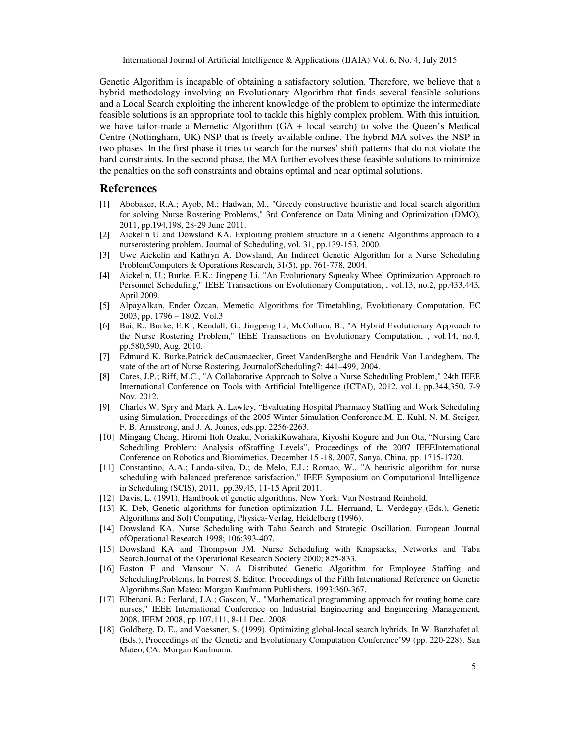Genetic Algorithm is incapable of obtaining a satisfactory solution. Therefore, we believe that a hybrid methodology involving an Evolutionary Algorithm that finds several feasible solutions and a Local Search exploiting the inherent knowledge of the problem to optimize the intermediate feasible solutions is an appropriate tool to tackle this highly complex problem. With this intuition, we have tailor-made a Memetic Algorithm (GA + local search) to solve the Queen's Medical Centre (Nottingham, UK) NSP that is freely available online. The hybrid MA solves the NSP in two phases. In the first phase it tries to search for the nurses' shift patterns that do not violate the hard constraints. In the second phase, the MA further evolves these feasible solutions to minimize the penalties on the soft constraints and obtains optimal and near optimal solutions.

## References

[1] Abobaker, R.A.; Ayob, M.; Hadwan, M., "Greedy constructive heuristic and local search algorithm for solving Nurse Rostering Problems," 3rd Conference on Data Mining and Optimization (DMO), 2011, pp.194,198, 28-29 June 2011.

[2] Aickelin U and Dowsland KA. Exploiting problem structure in a Genetic Algorithms approach to a nurserostering problem. Journal of Scheduling, vol. 31, pp.139-153, 2000.

[3] Uwe Aickelin and Kathryn A. Dowsland, An Indirect Genetic Algorithm for a Nurse Scheduling ProblemComputers & Operations Research, 31(5), pp. 761-778, 2004.

[4] Aickelin, U.; Burke, E.K.; Jingpeng Li, "An Evolutionary Squeaky Wheel Optimization Approach to Personnel Scheduling," IEEE Transactions on Evolutionary Computation, , vol.13, no.2, pp.433,443, April 2009.

[5] AlpayAlkan, Ender Özcan, Memetic Algorithms for Timetabling, Evolutionary Computation, EC 2003, pp. 1796 – 1802. Vol.3

[6] Bai, R.; Burke, E.K.; Kendall, G.; Jingpeng Li; McCollum, B., "A Hybrid Evolutionary Approach to the Nurse Rostering Problem," IEEE Transactions on Evolutionary Computation, , vol.14, no.4, pp.580,590, Aug. 2010.

[7] Edmund K. Burke,Patrick deCausmaecker, Greet VandenBerghe and Hendrik Van Landeghem, The state of the art of Nurse Rostering, JournalofScheduling7: 441–499, 2004.

[8] Cares, J.P.; Riff, M.C., "A Collaborative Approach to Solve a Nurse Scheduling Problem," 24th IEEE International Conference on Tools with Artificial Intelligence (ICTAI), 2012, vol.1, pp.344,350, 7-9 Nov. 2012.

[9] Charles W. Spry and Mark A. Lawley, "Evaluating Hospital Pharmacy Staffing and Work Scheduling using Simulation, Proceedings of the 2005 Winter Simulation Conference,M. E. Kuhl, N. M. Steiger, F. B. Armstrong, and J. A. Joines, eds.pp. 2256-2263.

[10] Mingang Cheng, Hiromi Itoh Ozaku, NoriakiKuwahara, Kiyoshi Kogure and Jun Ota, "Nursing Care Scheduling Problem: Analysis ofStaffing Levels", Proceedings of the 2007 IEEEInternational Conference on Robotics and Biomimetics, December 15 -18, 2007, Sanya, China, pp. 1715-1720.

[11] Constantino, A.A.; Landa-silva, D.; de Melo, E.L.; Romao, W., "A heuristic algorithm for nurse scheduling with balanced preference satisfaction," IEEE Symposium on Computational Intelligence in Scheduling (SCIS), 2011, pp.39,45, 11-15 April 2011.

[12] Davis, L. (1991). Handbook of genetic algorithms. New York: Van Nostrand Reinhold.

[13] K. Deb, Genetic algorithms for function optimization J.L. Herraand, L. Verdegay (Eds.), Genetic Algorithms and Soft Computing, Physica-Verlag, Heidelberg (1996).

[14] Dowsland KA. Nurse Scheduling with Tabu Search and Strategic Oscillation. European Journal ofOperational Research 1998; 106:393-407.

[15] Dowsland KA and Thompson JM. Nurse Scheduling with Knapsacks, Networks and Tabu Search.Journal of the Operational Research Society 2000; 825-833.

[16] Easton F and Mansour N. A Distributed Genetic Algorithm for Employee Staffing and SchedulingProblems. In Forrest S. Editor. Proceedings of the Fifth International Reference on Genetic Algorithms,San Mateo: Morgan Kaufmann Publishers, 1993:360-367.

[17] Elbenani, B.; Ferland, J.A.; Gascon, V., "Mathematical programming approach for routing home care nurses," IEEE International Conference on Industrial Engineering and Engineering Management, 2008. IEEM 2008, pp.107,111, 8-11 Dec. 2008.

[18] Goldberg, D. E., and Voessner, S. (1999). Optimizing global-local search hybrids. In W. Banzhafet al. (Eds.), Proceedings of the Genetic and Evolutionary Computation Conference'99 (pp. 220-228). San Mateo, CA: Morgan Kaufmann.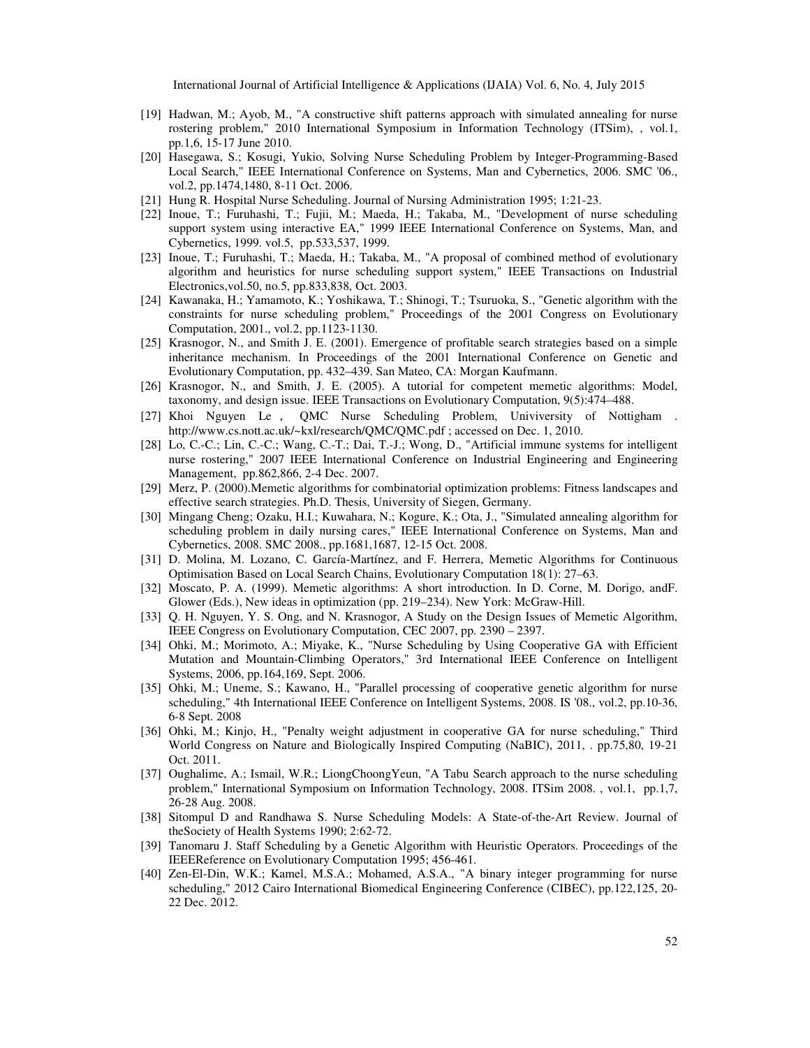[19] Hadwan, M.; Ayob, M., "A constructive shift patterns approach with simulated annealing for nurse rostering problem," 2010 International Symposium in Information Technology (ITSim), , vol.1, pp.1,6, 15-17 June 2010.

[20] Hasegawa, S.; Kosugi, Yukio, Solving Nurse Scheduling Problem by Integer-Programming-Based Local Search," IEEE International Conference on Systems, Man and Cybernetics, 2006. SMC '06., vol.2, pp.1474,1480, 8-11 Oct. 2006.

[21] Hung R. Hospital Nurse Scheduling. Journal of Nursing Administration 1995; 1:21-23.

[22] Inoue, T.; Furuhashi, T.; Fujii, M.; Maeda, H.; Takaba, M., "Development of nurse scheduling support system using interactive EA," 1999 IEEE International Conference on Systems, Man, and Cybernetics, 1999. vol.5, pp.533,537, 1999.

[23] Inoue, T.; Furuhashi, T.; Maeda, H.; Takaba, M., "A proposal of combined method of evolutionary algorithm and heuristics for nurse scheduling support system," IEEE Transactions on Industrial Electronics,vol.50, no.5, pp.833,838, Oct. 2003.

[24] Kawanaka, H.; Yamamoto, K.; Yoshikawa, T.; Shinogi, T.; Tsuruoka, S., "Genetic algorithm with the constraints for nurse scheduling problem," Proceedings of the 2001 Congress on Evolutionary Computation, 2001., vol.2, pp.1123-1130.

[25] Krasnogor, N., and Smith J. E. (2001). Emergence of profitable search strategies based on a simple inheritance mechanism. In Proceedings of the 2001 International Conference on Genetic and Evolutionary Computation, pp. 432–439. San Mateo, CA: Morgan Kaufmann.

[26] Krasnogor, N., and Smith, J. E. (2005). A tutorial for competent memetic algorithms: Model, taxonomy, and design issue. IEEE Transactions on Evolutionary Computation, 9(5):474–488.

[27] Khoi Nguyen Le , QMC Nurse Scheduling Problem, Univiversity of Nottigham . http://www.cs.nott.ac.uk/~kxl/research/QMC/QMC.pdf ; accessed on Dec. 1, 2010.

[28] Lo, C.-C.; Lin, C.-C.; Wang, C.-T.; Dai, T.-J.; Wong, D., "Artificial immune systems for intelligent nurse rostering," 2007 IEEE International Conference on Industrial Engineering and Engineering Management, pp.862,866, 2-4 Dec. 2007.

[29] Merz, P. (2000).Memetic algorithms for combinatorial optimization problems: Fitness landscapes and effective search strategies. Ph.D. Thesis, University of Siegen, Germany.

[30] Mingang Cheng; Ozaku, H.I.; Kuwahara, N.; Kogure, K.; Ota, J., "Simulated annealing algorithm for scheduling problem in daily nursing cares," IEEE International Conference on Systems, Man and Cybernetics, 2008. SMC 2008., pp.1681,1687, 12-15 Oct. 2008.

[31] D. Molina, M. Lozano, C. García-Martínez, and F. Herrera, Memetic Algorithms for Continuous Optimisation Based on Local Search Chains, Evolutionary Computation 18(1): 27–63.

[32] Moscato, P. A. (1999). Memetic algorithms: A short introduction. In D. Corne, M. Dorigo, andF. Glower (Eds.), New ideas in optimization (pp. 219–234). New York: McGraw-Hill.

[33] Q. H. Nguyen, Y. S. Ong, and N. Krasnogor, A Study on the Design Issues of Memetic Algorithm, IEEE Congress on Evolutionary Computation, CEC 2007, pp. 2390 – 2397.

[34] Ohki, M.; Morimoto, A.; Miyake, K., "Nurse Scheduling by Using Cooperative GA with Efficient Mutation and Mountain-Climbing Operators," 3rd International IEEE Conference on Intelligent Systems, 2006, pp.164,169, Sept. 2006.

[35] Ohki, M.; Uneme, S.; Kawano, H., "Parallel processing of cooperative genetic algorithm for nurse scheduling," 4th International IEEE Conference on Intelligent Systems, 2008. IS '08., vol.2, pp.10-36, 6-8 Sept. 2008

[36] Ohki, M.; Kinjo, H., "Penalty weight adjustment in cooperative GA for nurse scheduling," Third World Congress on Nature and Biologically Inspired Computing (NaBIC), 2011, . pp.75,80, 19-21 Oct. 2011.

[37] Oughalime, A.; Ismail, W.R.; LiongChoongYeun, "A Tabu Search approach to the nurse scheduling problem," International Symposium on Information Technology, 2008. ITSim 2008. , vol.1, pp.1,7, 26-28 Aug. 2008.

[38] Sitompul D and Randhawa S. Nurse Scheduling Models: A State-of-the-Art Review. Journal of theSociety of Health Systems 1990; 2:62-72.

[39] Tanomaru J. Staff Scheduling by a Genetic Algorithm with Heuristic Operators. Proceedings of the IEEEReference on Evolutionary Computation 1995; 456-461.

[40] Zen-El-Din, W.K.; Kamel, M.S.A.; Mohamed, A.S.A., "A binary integer programming for nurse scheduling," 2012 Cairo International Biomedical Engineering Conference (CIBEC), pp.122,125, 20-22 Dec. 2012.